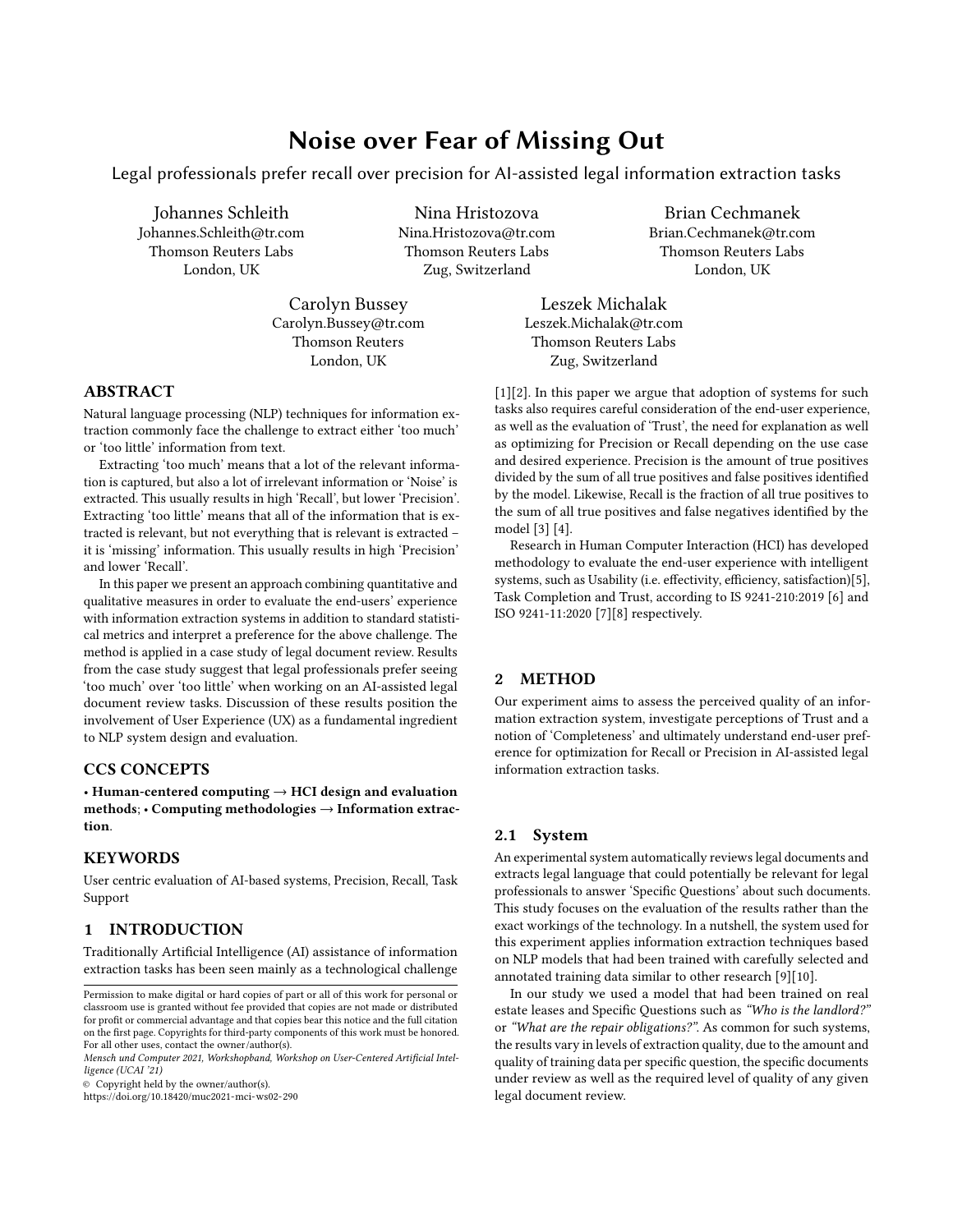# Noise over Fear of Missing Out

Legal professionals prefer recall over precision for AI-assisted legal information extraction tasks

Johannes Schleith
Johannes.Schleith@tr.com
Thomson Reuters Labs
London, UK

Nina Hristozova
Nina.Hristozova@tr.com
Thomson Reuters Labs
Zug, Switzerland

Brian Cechmanek
Brian.Cechmanek@tr.com
Thomson Reuters Labs
London, UK

Carolyn Bussey
Carolyn.Bussey@tr.com
Thomson Reuters
London, UK

Leszek Michalak
Leszek.Michalak@tr.com
Thomson Reuters Labs
Zug, Switzerland

## ABSTRACT

Natural language processing (NLP) techniques for information extraction commonly face the challenge to extract either 'too much' or 'too little' information from text.

Extracting 'too much' means that a lot of the relevant information is captured, but also a lot of irrelevant information or 'Noise' is extracted. This usually results in high 'Recall', but lower 'Precision'. Extracting 'too little' means that all of the information that is extracted is relevant, but not everything that is relevant is extracted – it is 'missing' information. This usually results in high 'Precision' and lower 'Recall'.

In this paper we present an approach combining quantitative and qualitative measures in order to evaluate the end-users' experience with information extraction systems in addition to standard statistical metrics and interpret a preference for the above challenge. The method is applied in a case study of legal document review. Results from the case study suggest that legal professionals prefer seeing 'too much' over 'too little' when working on an AI-assisted legal document review tasks. Discussion of these results position the involvement of User Experience (UX) as a fundamental ingredient to NLP system design and evaluation.

## CCS CONCEPTS

• **Human-centered computing → HCI design and evaluation methods**; • **Computing methodologies → Information extraction**.

## KEYWORDS

User centric evaluation of AI-based systems, Precision, Recall, Task Support

## 1 INTRODUCTION

Traditionally Artificial Intelligence (AI) assistance of information extraction tasks has been seen mainly as a technological challenge [1][2]. In this paper we argue that adoption of systems for such tasks also requires careful consideration of the end-user experience, as well as the evaluation of 'Trust', the need for explanation as well as optimizing for Precision or Recall depending on the use case and desired experience. Precision is the amount of true positives divided by the sum of all true positives and false positives identified by the model. Likewise, Recall is the fraction of all true positives to the sum of all true positives and false negatives identified by the model [3] [4].

Research in Human Computer Interaction (HCI) has developed methodology to evaluate the end-user experience with intelligent systems, such as Usability (i.e. effectivity, efficiency, satisfaction)[5], Task Completion and Trust, according to IS 9241-210:2019 [6] and ISO 9241-11:2020 [7][8] respectively.

## 2 METHOD

Our experiment aims to assess the perceived quality of an information extraction system, investigate perceptions of Trust and a notion of 'Completeness' and ultimately understand end-user preference for optimization for Recall or Precision in AI-assisted legal information extraction tasks.

### 2.1 System

An experimental system automatically reviews legal documents and extracts legal language that could potentially be relevant for legal professionals to answer 'Specific Questions' about such documents. This study focuses on the evaluation of the results rather than the exact workings of the technology. In a nutshell, the system used for this experiment applies information extraction techniques based on NLP models that had been trained with carefully selected and annotated training data similar to other research [9][10].

In our study we used a model that had been trained on real estate leases and Specific Questions such as *"Who is the landlord?"* or *"What are the repair obligations?"*. As common for such systems, the results vary in levels of extraction quality, due to the amount and quality of training data per specific question, the specific documents under review as well as the required level of quality of any given legal document review.

Permission to make digital or hard copies of part or all of this work for personal or classroom use is granted without fee provided that copies are not made or distributed for profit or commercial advantage and that copies bear this notice and the full citation on the first page. Copyrights for third-party components of this work must be honored. For all other uses, contact the owner/author(s).

*Mensch und Computer 2021, Workshopband, Workshop on User-Centered Artificial Intelligence (UCAI '21)*

© Copyright held by the owner/author(s).

https://doi.org/10.18420/muc2021-mci-ws02-290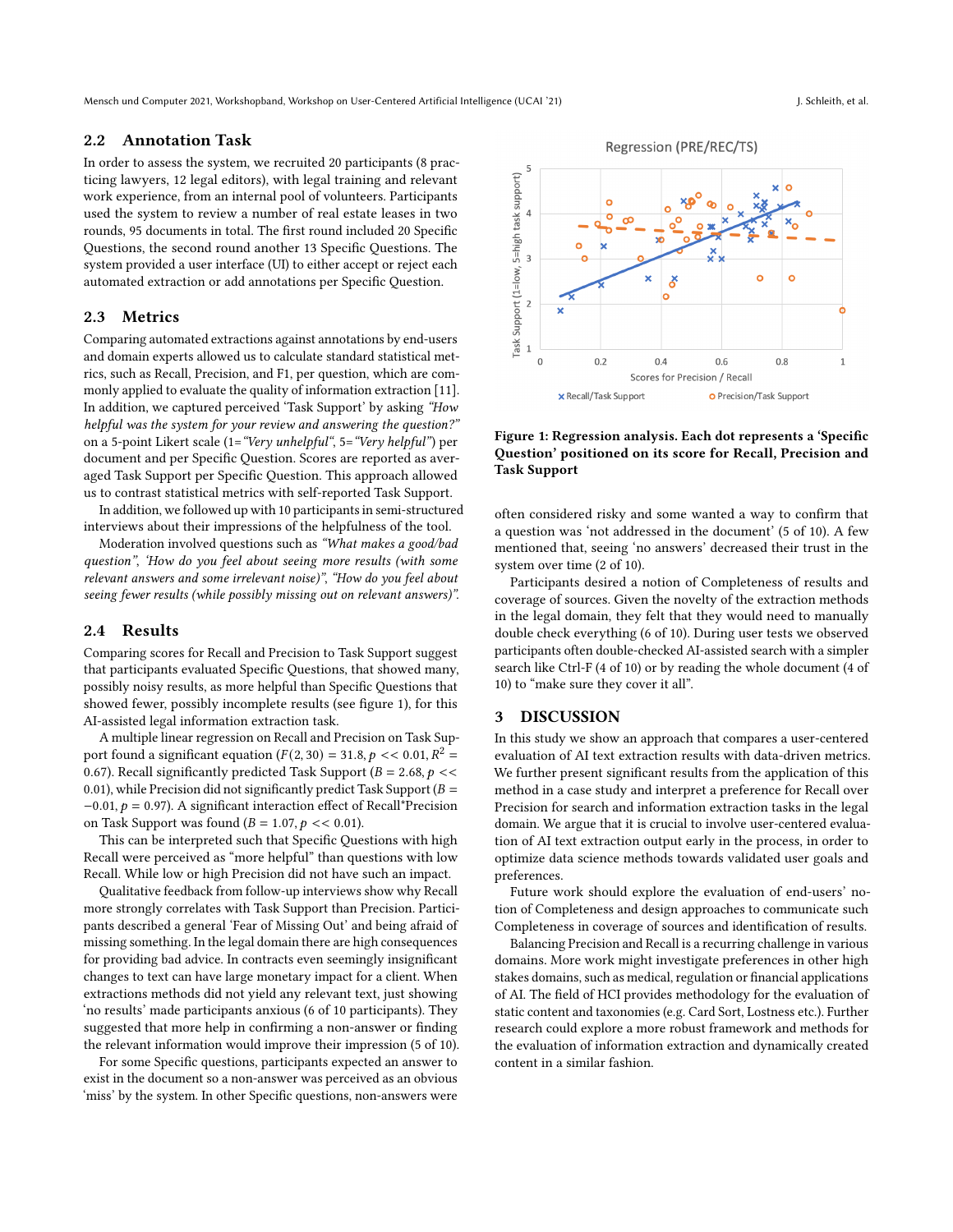## 2.2 Annotation Task

In order to assess the system, we recruited 20 participants (8 practicing lawyers, 12 legal editors), with legal training and relevant work experience, from an internal pool of volunteers. Participants used the system to review a number of real estate leases in two rounds, 95 documents in total. The first round included 20 Specific Questions, the second round another 13 Specific Questions. The system provided a user interface (UI) to either accept or reject each automated extraction or add annotations per Specific Question.

## 2.3 Metrics

Comparing automated extractions against annotations by end-users and domain experts allowed us to calculate standard statistical metrics, such as Recall, Precision, and F1, per question, which are commonly applied to evaluate the quality of information extraction [11]. In addition, we captured perceived 'Task Support' by asking *"How helpful was the system for your review and answering the question?"* on a 5-point Likert scale (1=*"Very unhelpful"*, 5=*"Very helpful"*) per document and per Specific Question. Scores are reported as averaged Task Support per Specific Question. This approach allowed us to contrast statistical metrics with self-reported Task Support.

In addition, we followed up with 10 participants in semi-structured interviews about their impressions of the helpfulness of the tool.

Moderation involved questions such as *"What makes a good/bad question"*, *'How do you feel about seeing more results (with some relevant answers and some irrelevant noise)"*, *"How do you feel about seeing fewer results (while possibly missing out on relevant answers)"*.

## 2.4 Results

Comparing scores for Recall and Precision to Task Support suggest that participants evaluated Specific Questions, that showed many, possibly noisy results, as more helpful than Specific Questions that showed fewer, possibly incomplete results (see figure 1), for this AI-assisted legal information extraction task.

A multiple linear regression on Recall and Precision on Task Support found a significant equation ($F(2, 30) = 31.8, p << 0.01, R^2 = 0.67$). Recall significantly predicted Task Support ($B = 2.68, p << 0.01$), while Precision did not significantly predict Task Support ($B = -0.01, p = 0.97$). A significant interaction effect of Recall*Precision on Task Support was found ($B = 1.07, p << 0.01$).

This can be interpreted such that Specific Questions with high Recall were perceived as "more helpful" than questions with low Recall. While low or high Precision did not have such an impact.

Qualitative feedback from follow-up interviews show why Recall more strongly correlates with Task Support than Precision. Participants described a general 'Fear of Missing Out' and being afraid of missing something. In the legal domain there are high consequences for providing bad advice. In contracts even seemingly insignificant changes to text can have large monetary impact for a client. When extractions methods did not yield any relevant text, just showing 'no results' made participants anxious (6 of 10 participants). They suggested that more help in confirming a non-answer or finding the relevant information would improve their impression (5 of 10).

For some Specific questions, participants expected an answer to exist in the document so a non-answer was perceived as an obvious 'miss' by the system. In other Specific questions, non-answers were often considered risky and some wanted a way to confirm that a question was 'not addressed in the document' (5 of 10). A few mentioned that, seeing 'no answers' decreased their trust in the system over time (2 of 10).

Participants desired a notion of Completeness of results and coverage of sources. Given the novelty of the extraction methods in the legal domain, they felt that they would need to manually double check everything (6 of 10). During user tests we observed participants often double-checked AI-assisted search with a simpler search like Ctrl-F (4 of 10) or by reading the whole document (4 of 10) to "make sure they cover it all".

**Figure 1: Regression analysis. Each dot represents a 'Specific Question' positioned on its score for Recall, Precision and Task Support**

# 3 DISCUSSION

In this study we show an approach that compares a user-centered evaluation of AI text extraction results with data-driven metrics. We further present significant results from the application of this method in a case study and interpret a preference for Recall over Precision for search and information extraction tasks in the legal domain. We argue that it is crucial to involve user-centered evaluation of AI text extraction output early in the process, in order to optimize data science methods towards validated user goals and preferences.

Future work should explore the evaluation of end-users' notion of Completeness and design approaches to communicate such Completeness in coverage of sources and identification of results.

Balancing Precision and Recall is a recurring challenge in various domains. More work might investigate preferences in other high stakes domains, such as medical, regulation or financial applications of AI. The field of HCI provides methodology for the evaluation of static content and taxonomies (e.g. Card Sort, Lostness etc.). Further research could explore a more robust framework and methods for the evaluation of information extraction and dynamically created content in a similar fashion.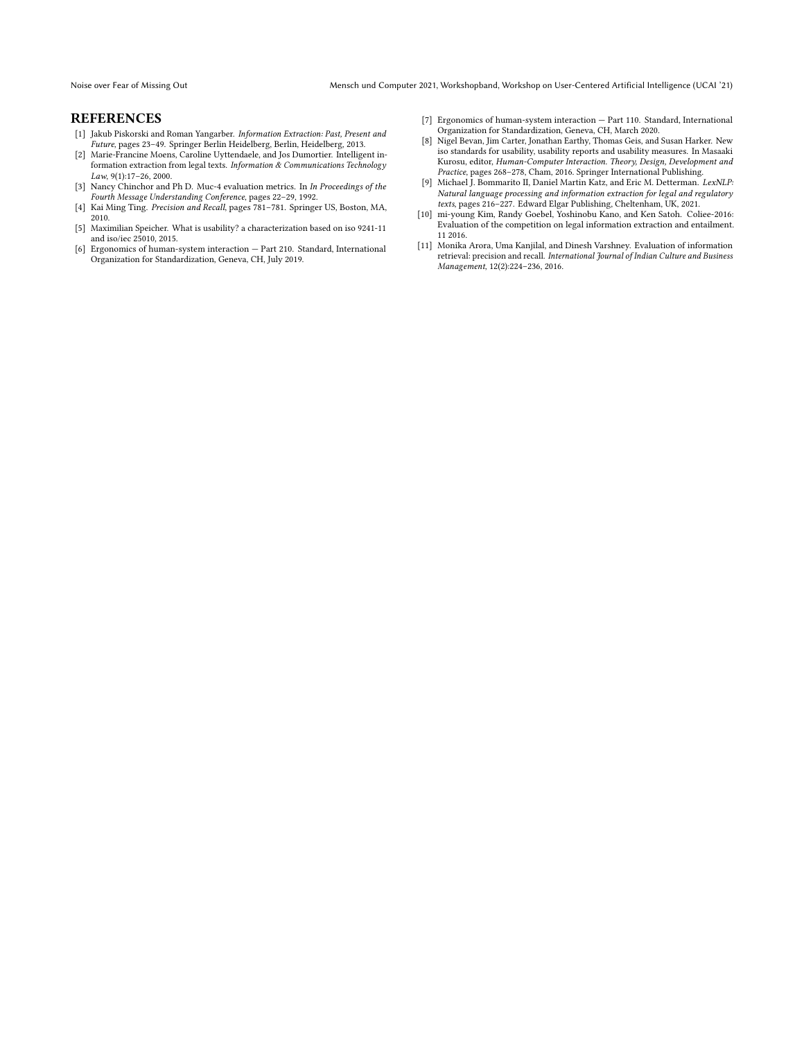## REFERENCES

[1] Jakub Piskorski and Roman Yangarber. *Information Extraction: Past, Present and Future*, pages 23–49. Springer Berlin Heidelberg, Berlin, Heidelberg, 2013.

[2] Marie-Francine Moens, Caroline Uyttendaele, and Jos Dumortier. Intelligent information extraction from legal texts. *Information & Communications Technology Law*, 9(1):17–26, 2000.

[3] Nancy Chinchor and Ph D. Muc-4 evaluation metrics. In *In Proceedings of the Fourth Message Understanding Conference*, pages 22–29, 1992.

[4] Kai Ming Ting. *Precision and Recall*, pages 781–781. Springer US, Boston, MA, 2010.

[5] Maximilian Speicher. What is usability? a characterization based on iso 9241-11 and iso/iec 25010, 2015.

[6] Ergonomics of human-system interaction — Part 210. Standard, International Organization for Standardization, Geneva, CH, July 2019.

[7] Ergonomics of human-system interaction — Part 110. Standard, International Organization for Standardization, Geneva, CH, March 2020.

[8] Nigel Bevan, Jim Carter, Jonathan Earthy, Thomas Geis, and Susan Harker. New iso standards for usability, usability reports and usability measures. In Masaaki Kurosu, editor, *Human-Computer Interaction. Theory, Design, Development and Practice*, pages 268–278, Cham, 2016. Springer International Publishing.

[9] Michael J. Bommarito II, Daniel Martin Katz, and Eric M. Detterman. *LexNLP: Natural language processing and information extraction for legal and regulatory texts*, pages 216–227. Edward Elgar Publishing, Cheltenham, UK, 2021.

[10] mi-young Kim, Randy Goebel, Yoshinobu Kano, and Ken Satoh. Coliee-2016: Evaluation of the competition on legal information extraction and entailment. 11 2016.

[11] Monika Arora, Uma Kanjilal, and Dinesh Varshney. Evaluation of information retrieval: precision and recall. *International Journal of Indian Culture and Business Management*, 12(2):224–236, 2016.